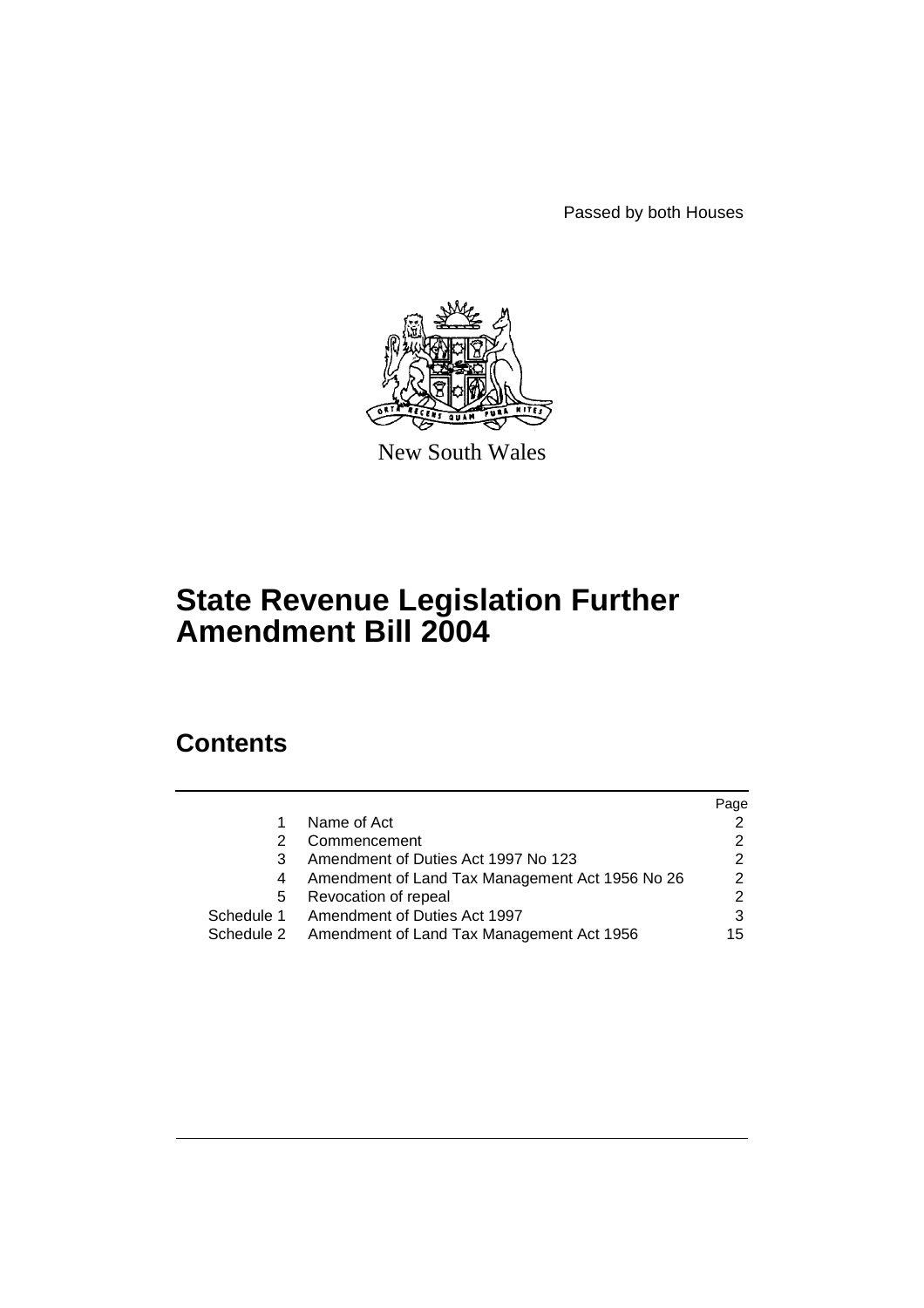Passed by both Houses

New South Wales

# State Revenue Legislation Further Amendment Bill 2004

## Contents

| | | Page |
|---|---|---|
| 1 | Name of Act | 2 |
| 2 | Commencement | 2 |
| 3 | Amendment of Duties Act 1997 No 123 | 2 |
| 4 | Amendment of Land Tax Management Act 1956 No 26 | 2 |
| 5 | Revocation of repeal | 2 |
| Schedule 1 | Amendment of Duties Act 1997 | 3 |
| Schedule 2 | Amendment of Land Tax Management Act 1956 | 15 |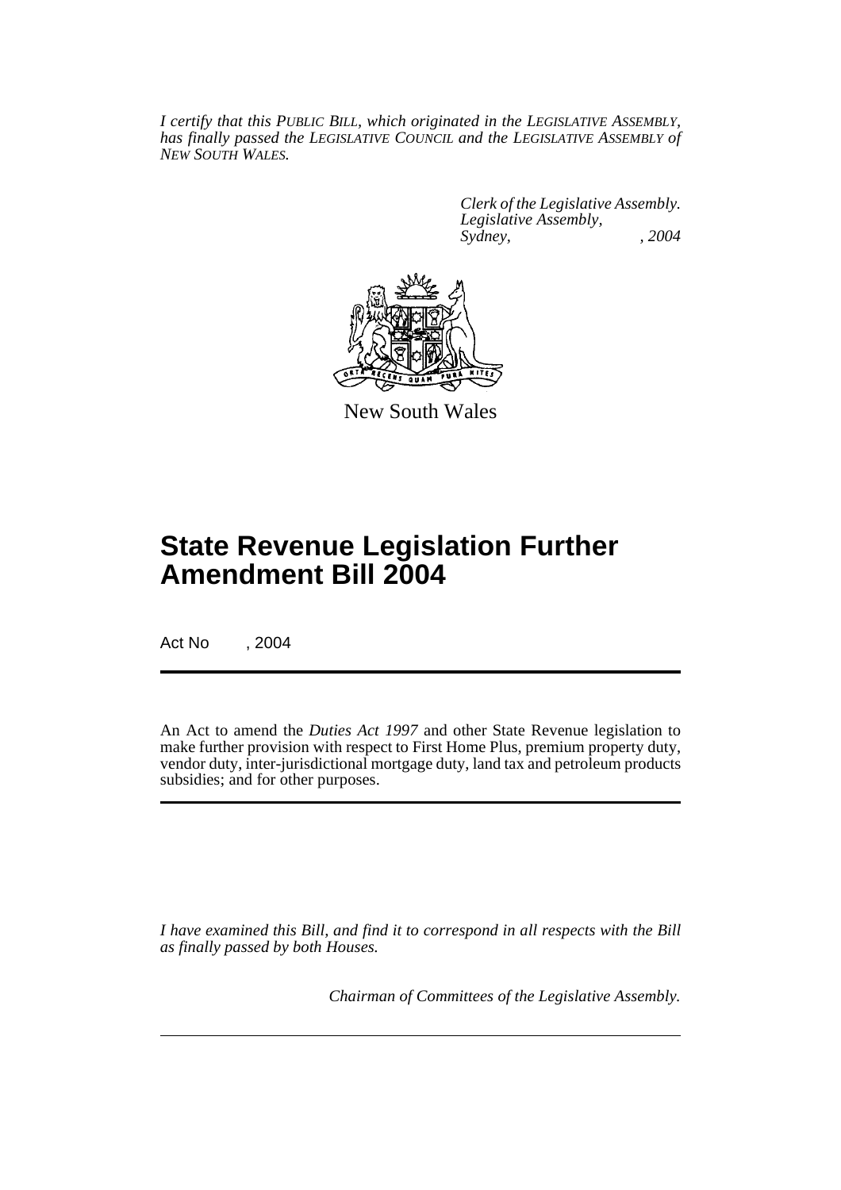*I certify that this PUBLIC BILL, which originated in the LEGISLATIVE ASSEMBLY, has finally passed the LEGISLATIVE COUNCIL and the LEGISLATIVE ASSEMBLY of NEW SOUTH WALES.*

*Clerk of the Legislative Assembly.*
*Legislative Assembly,*
*Sydney, , 2004*

New South Wales

# State Revenue Legislation Further Amendment Bill 2004

Act No , 2004

An Act to amend the *Duties Act 1997* and other State Revenue legislation to make further provision with respect to First Home Plus, premium property duty, vendor duty, inter-jurisdictional mortgage duty, land tax and petroleum products subsidies; and for other purposes.

*I have examined this Bill, and find it to correspond in all respects with the Bill as finally passed by both Houses.*

*Chairman of Committees of the Legislative Assembly.*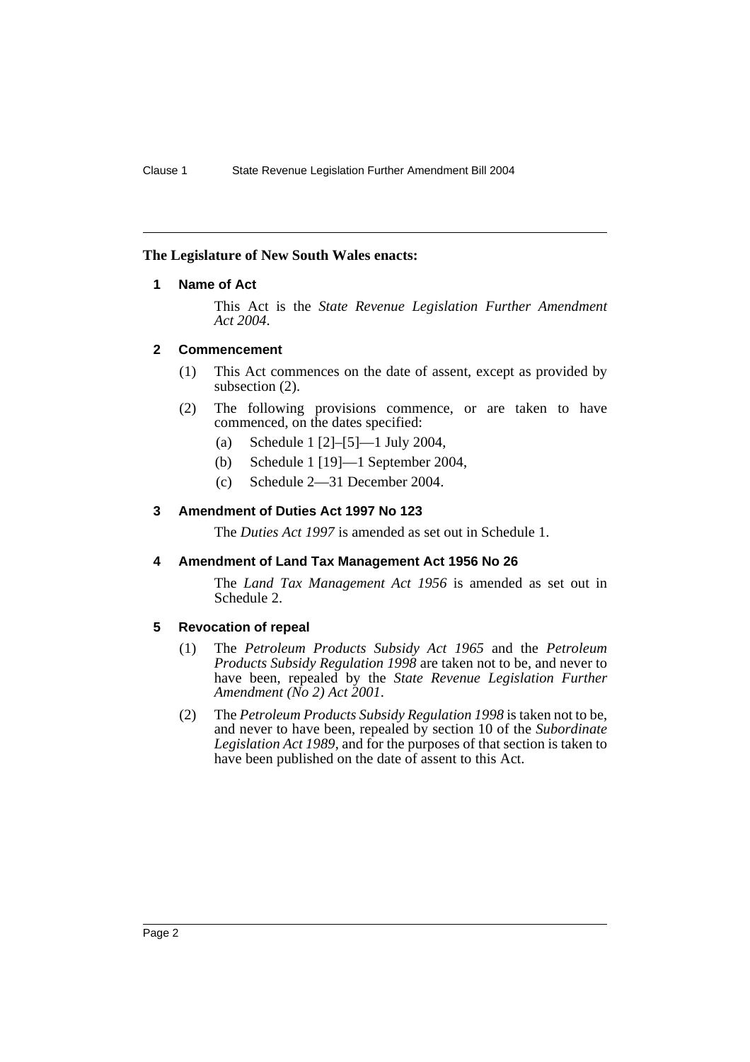**The Legislature of New South Wales enacts:**

## 1 Name of Act

This Act is the *State Revenue Legislation Further Amendment Act 2004*.

## 2 Commencement

(1) This Act commences on the date of assent, except as provided by subsection (2).

(2) The following provisions commence, or are taken to have commenced, on the dates specified:

- (a) Schedule 1 [2]–[5]—1 July 2004,
- (b) Schedule 1 [19]—1 September 2004,
- (c) Schedule 2—31 December 2004.

## 3 Amendment of Duties Act 1997 No 123

The *Duties Act 1997* is amended as set out in Schedule 1.

## 4 Amendment of Land Tax Management Act 1956 No 26

The *Land Tax Management Act 1956* is amended as set out in Schedule 2.

## 5 Revocation of repeal

(1) The *Petroleum Products Subsidy Act 1965* and the *Petroleum Products Subsidy Regulation 1998* are taken not to be, and never to have been, repealed by the *State Revenue Legislation Further Amendment (No 2) Act 2001*.

(2) The *Petroleum Products Subsidy Regulation 1998* is taken not to be, and never to have been, repealed by section 10 of the *Subordinate Legislation Act 1989*, and for the purposes of that section is taken to have been published on the date of assent to this Act.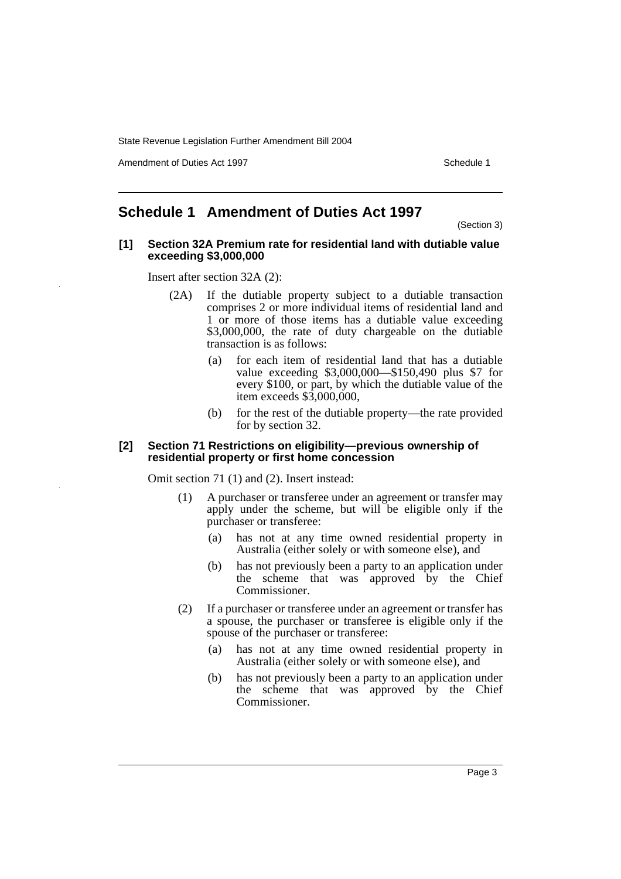# Schedule 1 Amendment of Duties Act 1997

(Section 3)

**[1] Section 32A Premium rate for residential land with dutiable value exceeding $3,000,000**

Insert after section 32A (2):

(2A) If the dutiable property subject to a dutiable transaction comprises 2 or more individual items of residential land and 1 or more of those items has a dutiable value exceeding $3,000,000, the rate of duty chargeable on the dutiable transaction is as follows:

- (a) for each item of residential land that has a dutiable value exceeding $3,000,000—$150,490 plus $7 for every $100, or part, by which the dutiable value of the item exceeds $3,000,000,
- (b) for the rest of the dutiable property—the rate provided for by section 32.

**[2] Section 71 Restrictions on eligibility—previous ownership of residential property or first home concession**

Omit section 71 (1) and (2). Insert instead:

(1) A purchaser or transferee under an agreement or transfer may apply under the scheme, but will be eligible only if the purchaser or transferee:

- (a) has not at any time owned residential property in Australia (either solely or with someone else), and
- (b) has not previously been a party to an application under the scheme that was approved by the Chief Commissioner.

(2) If a purchaser or transferee under an agreement or transfer has a spouse, the purchaser or transferee is eligible only if the spouse of the purchaser or transferee:

- (a) has not at any time owned residential property in Australia (either solely or with someone else), and
- (b) has not previously been a party to an application under the scheme that was approved by the Chief Commissioner.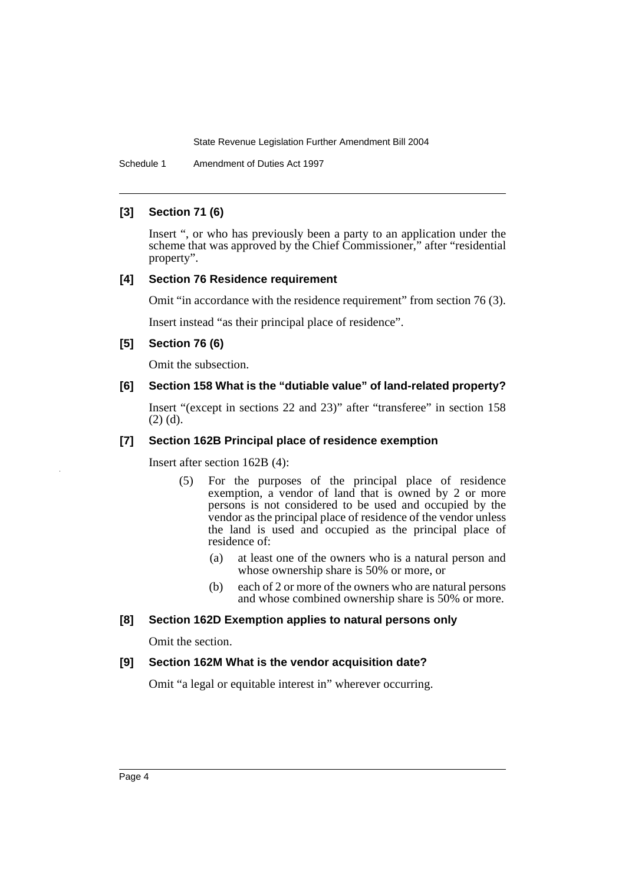### [3] Section 71 (6)

Insert ", or who has previously been a party to an application under the scheme that was approved by the Chief Commissioner," after "residential property".

### [4] Section 76 Residence requirement

Omit "in accordance with the residence requirement" from section 76 (3).

Insert instead "as their principal place of residence".

### [5] Section 76 (6)

Omit the subsection.

### [6] Section 158 What is the "dutiable value" of land-related property?

Insert "(except in sections 22 and 23)" after "transferee" in section 158 (2) (d).

### [7] Section 162B Principal place of residence exemption

Insert after section 162B (4):

(5) For the purposes of the principal place of residence exemption, a vendor of land that is owned by 2 or more persons is not considered to be used and occupied by the vendor as the principal place of residence of the vendor unless the land is used and occupied as the principal place of residence of:

(a) at least one of the owners who is a natural person and whose ownership share is 50% or more, or

(b) each of 2 or more of the owners who are natural persons and whose combined ownership share is 50% or more.

### [8] Section 162D Exemption applies to natural persons only

Omit the section.

### [9] Section 162M What is the vendor acquisition date?

Omit "a legal or equitable interest in" wherever occurring.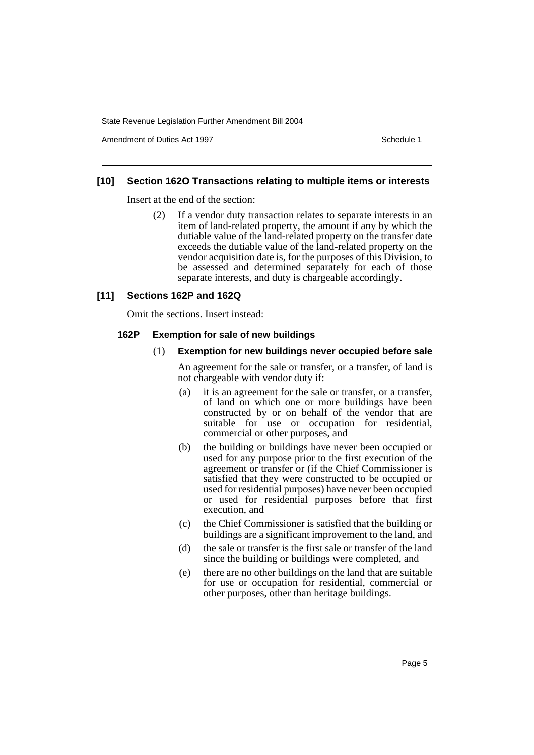### [10] Section 162O Transactions relating to multiple items or interests

Insert at the end of the section:

(2) If a vendor duty transaction relates to separate interests in an item of land-related property, the amount if any by which the dutiable value of the land-related property on the transfer date exceeds the dutiable value of the land-related property on the vendor acquisition date is, for the purposes of this Division, to be assessed and determined separately for each of those separate interests, and duty is chargeable accordingly.

### [11] Sections 162P and 162Q

Omit the sections. Insert instead:

#### 162P Exemption for sale of new buildings

(1) **Exemption for new buildings never occupied before sale**

An agreement for the sale or transfer, or a transfer, of land is not chargeable with vendor duty if:

(a) it is an agreement for the sale or transfer, or a transfer, of land on which one or more buildings have been constructed by or on behalf of the vendor that are suitable for use or occupation for residential, commercial or other purposes, and

(b) the building or buildings have never been occupied or used for any purpose prior to the first execution of the agreement or transfer or (if the Chief Commissioner is satisfied that they were constructed to be occupied or used for residential purposes) have never been occupied or used for residential purposes before that first execution, and

(c) the Chief Commissioner is satisfied that the building or buildings are a significant improvement to the land, and

(d) the sale or transfer is the first sale or transfer of the land since the building or buildings were completed, and

(e) there are no other buildings on the land that are suitable for use or occupation for residential, commercial or other purposes, other than heritage buildings.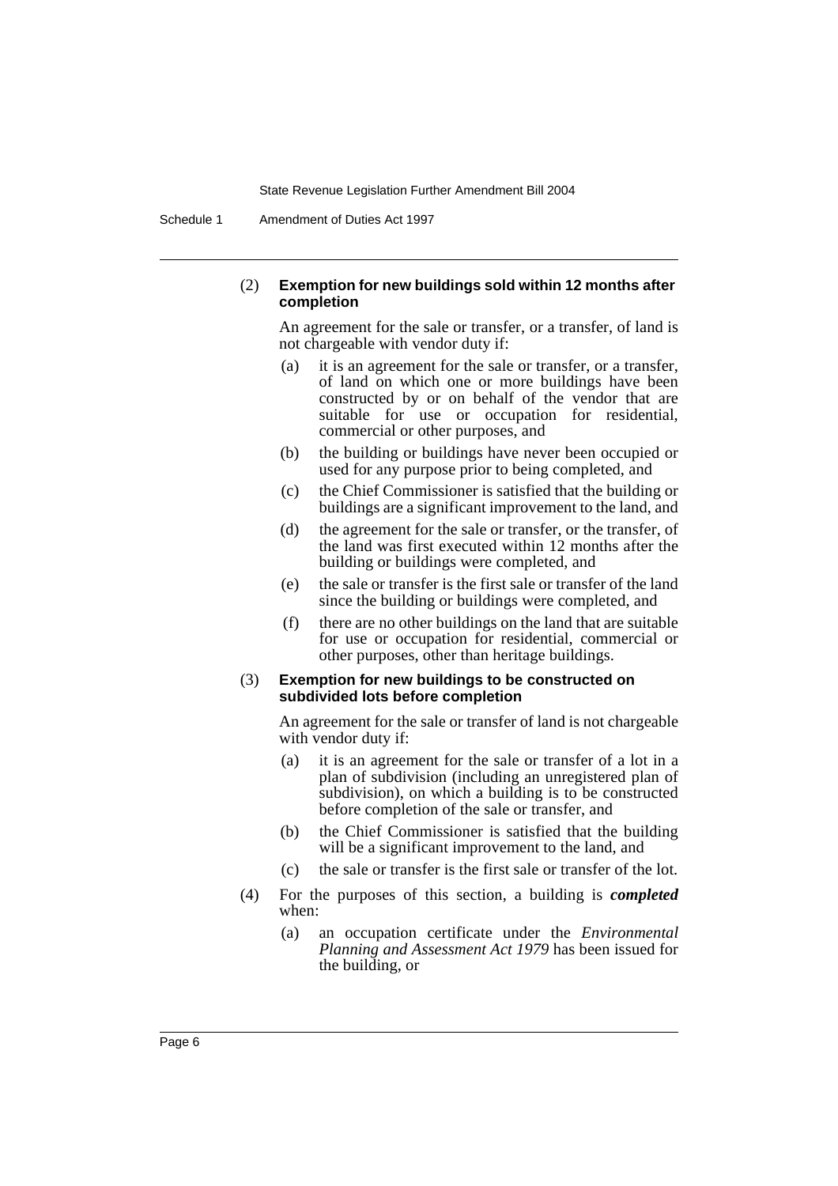(2) **Exemption for new buildings sold within 12 months after completion**

An agreement for the sale or transfer, or a transfer, of land is not chargeable with vendor duty if:

(a) it is an agreement for the sale or transfer, or a transfer, of land on which one or more buildings have been constructed by or on behalf of the vendor that are suitable for use or occupation for residential, commercial or other purposes, and

(b) the building or buildings have never been occupied or used for any purpose prior to being completed, and

(c) the Chief Commissioner is satisfied that the building or buildings are a significant improvement to the land, and

(d) the agreement for the sale or transfer, or the transfer, of the land was first executed within 12 months after the building or buildings were completed, and

(e) the sale or transfer is the first sale or transfer of the land since the building or buildings were completed, and

(f) there are no other buildings on the land that are suitable for use or occupation for residential, commercial or other purposes, other than heritage buildings.

(3) **Exemption for new buildings to be constructed on subdivided lots before completion**

An agreement for the sale or transfer of land is not chargeable with vendor duty if:

(a) it is an agreement for the sale or transfer of a lot in a plan of subdivision (including an unregistered plan of subdivision), on which a building is to be constructed before completion of the sale or transfer, and

(b) the Chief Commissioner is satisfied that the building will be a significant improvement to the land, and

(c) the sale or transfer is the first sale or transfer of the lot.

(4) For the purposes of this section, a building is ***completed*** when:

(a) an occupation certificate under the *Environmental Planning and Assessment Act 1979* has been issued for the building, or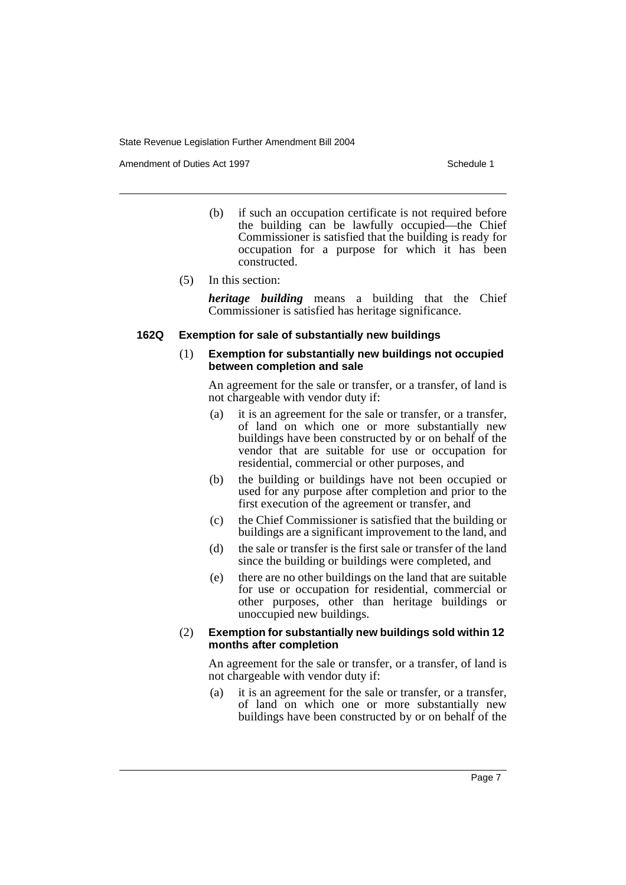(b) if such an occupation certificate is not required before the building can be lawfully occupied—the Chief Commissioner is satisfied that the building is ready for occupation for a purpose for which it has been constructed.

(5) In this section:

***heritage building*** means a building that the Chief Commissioner is satisfied has heritage significance.

#### 162Q Exemption for sale of substantially new buildings

(1) **Exemption for substantially new buildings not occupied between completion and sale**

An agreement for the sale or transfer, or a transfer, of land is not chargeable with vendor duty if:

(a) it is an agreement for the sale or transfer, or a transfer, of land on which one or more substantially new buildings have been constructed by or on behalf of the vendor that are suitable for use or occupation for residential, commercial or other purposes, and

(b) the building or buildings have not been occupied or used for any purpose after completion and prior to the first execution of the agreement or transfer, and

(c) the Chief Commissioner is satisfied that the building or buildings are a significant improvement to the land, and

(d) the sale or transfer is the first sale or transfer of the land since the building or buildings were completed, and

(e) there are no other buildings on the land that are suitable for use or occupation for residential, commercial or other purposes, other than heritage buildings or unoccupied new buildings.

(2) **Exemption for substantially new buildings sold within 12 months after completion**

An agreement for the sale or transfer, or a transfer, of land is not chargeable with vendor duty if:

(a) it is an agreement for the sale or transfer, or a transfer, of land on which one or more substantially new buildings have been constructed by or on behalf of the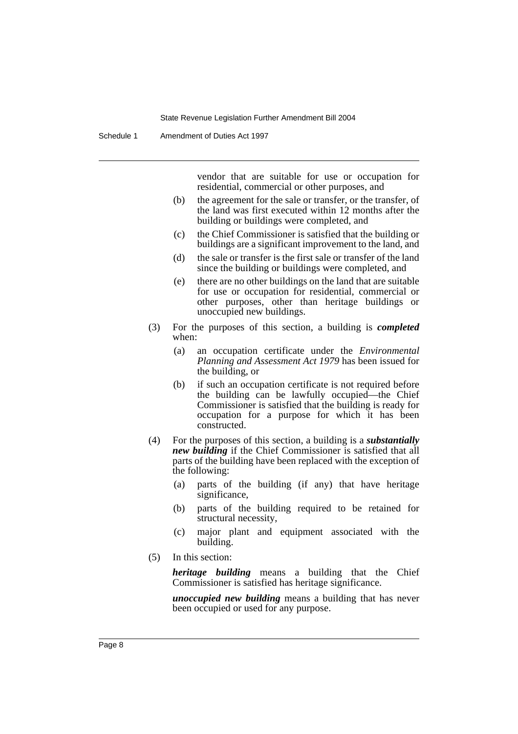vendor that are suitable for use or occupation for residential, commercial or other purposes, and

(b) the agreement for the sale or transfer, or the transfer, of the land was first executed within 12 months after the building or buildings were completed, and

(c) the Chief Commissioner is satisfied that the building or buildings are a significant improvement to the land, and

(d) the sale or transfer is the first sale or transfer of the land since the building or buildings were completed, and

(e) there are no other buildings on the land that are suitable for use or occupation for residential, commercial or other purposes, other than heritage buildings or unoccupied new buildings.

(3) For the purposes of this section, a building is ***completed*** when:

(a) an occupation certificate under the *Environmental Planning and Assessment Act 1979* has been issued for the building, or

(b) if such an occupation certificate is not required before the building can be lawfully occupied—the Chief Commissioner is satisfied that the building is ready for occupation for a purpose for which it has been constructed.

(4) For the purposes of this section, a building is a ***substantially new building*** if the Chief Commissioner is satisfied that all parts of the building have been replaced with the exception of the following:

(a) parts of the building (if any) that have heritage significance,

(b) parts of the building required to be retained for structural necessity,

(c) major plant and equipment associated with the building.

(5) In this section:

***heritage building*** means a building that the Chief Commissioner is satisfied has heritage significance.

***unoccupied new building*** means a building that has never been occupied or used for any purpose.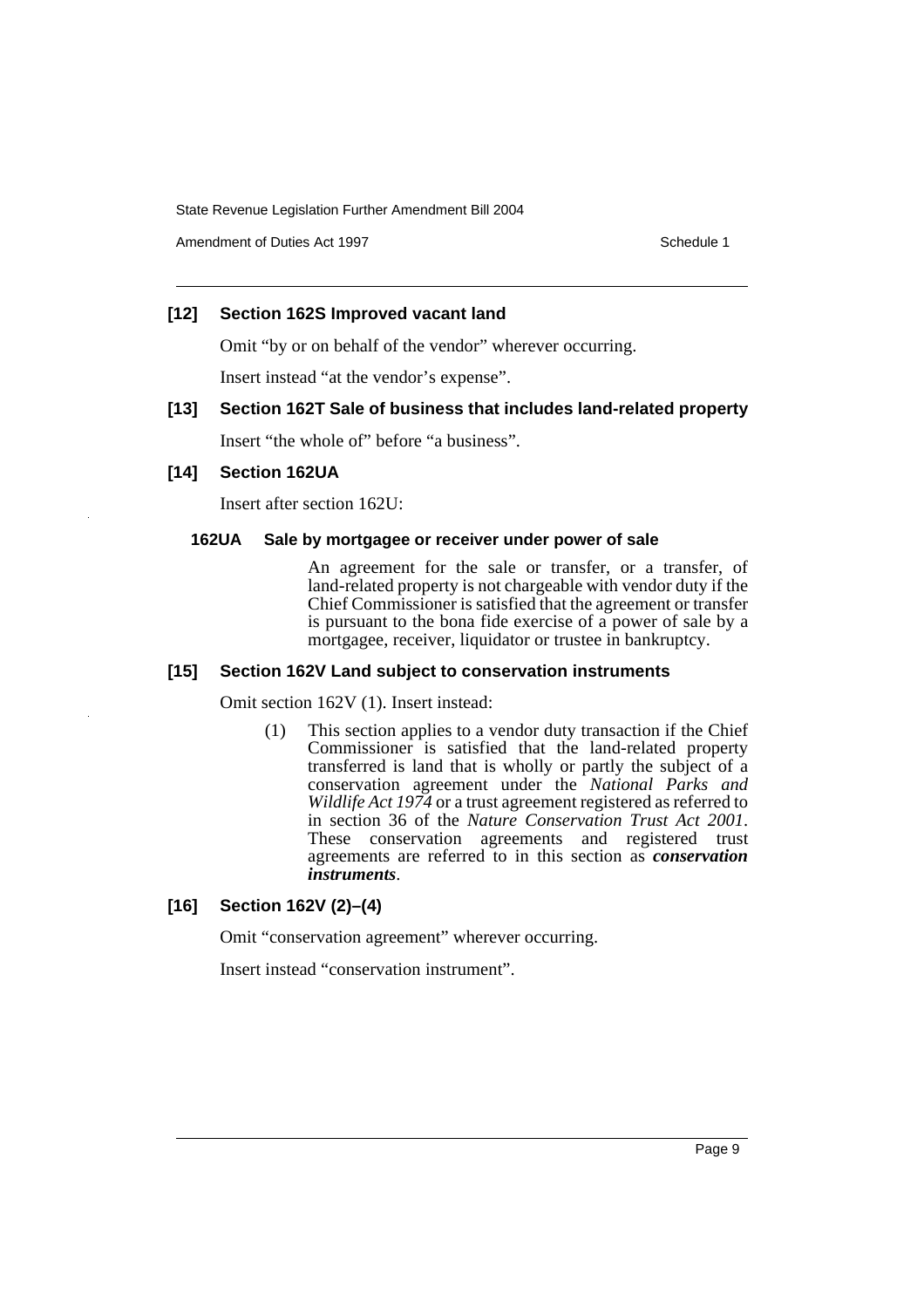#### [12] Section 162S Improved vacant land

Omit "by or on behalf of the vendor" wherever occurring.

Insert instead "at the vendor's expense".

#### [13] Section 162T Sale of business that includes land-related property

Insert "the whole of" before "a business".

#### [14] Section 162UA

Insert after section 162U:

**162UA Sale by mortgagee or receiver under power of sale**

An agreement for the sale or transfer, or a transfer, of land-related property is not chargeable with vendor duty if the Chief Commissioner is satisfied that the agreement or transfer is pursuant to the bona fide exercise of a power of sale by a mortgagee, receiver, liquidator or trustee in bankruptcy.

#### [15] Section 162V Land subject to conservation instruments

Omit section 162V (1). Insert instead:

(1) This section applies to a vendor duty transaction if the Chief Commissioner is satisfied that the land-related property transferred is land that is wholly or partly the subject of a conservation agreement under the *National Parks and Wildlife Act 1974* or a trust agreement registered as referred to in section 36 of the *Nature Conservation Trust Act 2001*. These conservation agreements and registered trust agreements are referred to in this section as ***conservation instruments***.

#### [16] Section 162V (2)–(4)

Omit "conservation agreement" wherever occurring.

Insert instead "conservation instrument".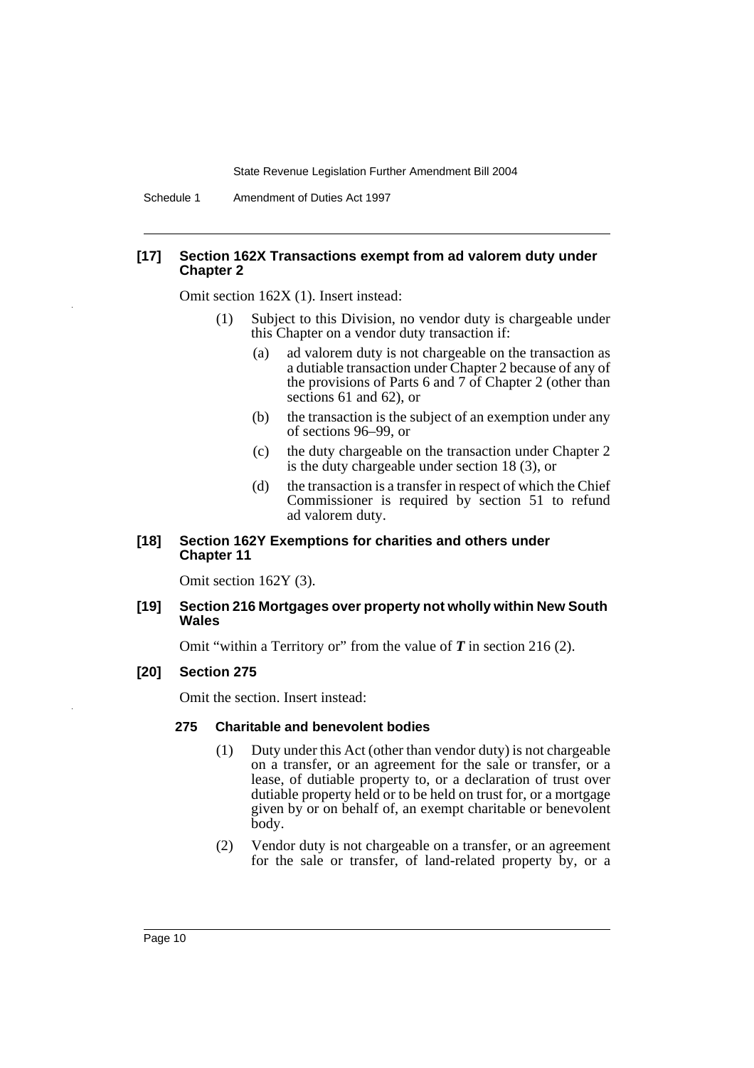### [17] Section 162X Transactions exempt from ad valorem duty under Chapter 2

Omit section 162X (1). Insert instead:

(1) Subject to this Division, no vendor duty is chargeable under this Chapter on a vendor duty transaction if:

(a) ad valorem duty is not chargeable on the transaction as a dutiable transaction under Chapter 2 because of any of the provisions of Parts 6 and 7 of Chapter 2 (other than sections 61 and 62), or

(b) the transaction is the subject of an exemption under any of sections 96–99, or

(c) the duty chargeable on the transaction under Chapter 2 is the duty chargeable under section 18 (3), or

(d) the transaction is a transfer in respect of which the Chief Commissioner is required by section 51 to refund ad valorem duty.

### [18] Section 162Y Exemptions for charities and others under Chapter 11

Omit section 162Y (3).

### [19] Section 216 Mortgages over property not wholly within New South Wales

Omit "within a Territory or" from the value of ***T*** in section 216 (2).

### [20] Section 275

Omit the section. Insert instead:

#### 275 Charitable and benevolent bodies

(1) Duty under this Act (other than vendor duty) is not chargeable on a transfer, or an agreement for the sale or transfer, or a lease, of dutiable property to, or a declaration of trust over dutiable property held or to be held on trust for, or a mortgage given by or on behalf of, an exempt charitable or benevolent body.

(2) Vendor duty is not chargeable on a transfer, or an agreement for the sale or transfer, of land-related property by, or a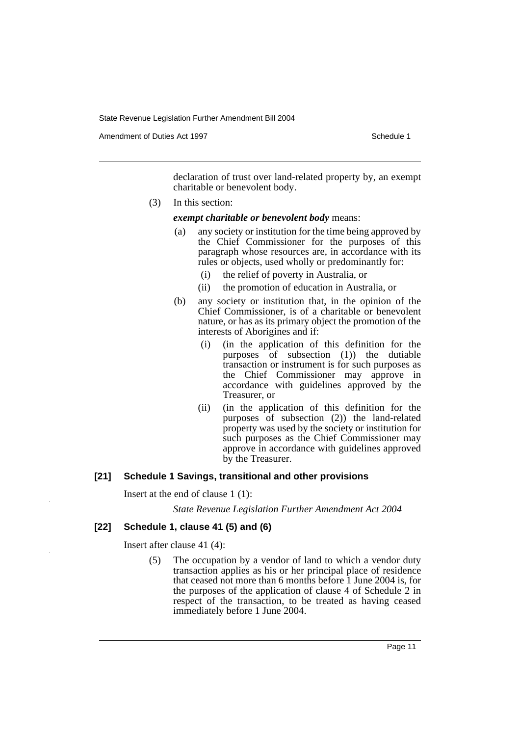declaration of trust over land-related property by, an exempt charitable or benevolent body.

(3) In this section:

***exempt charitable or benevolent body*** means:

- (a) any society or institution for the time being approved by the Chief Commissioner for the purposes of this paragraph whose resources are, in accordance with its rules or objects, used wholly or predominantly for:
  - (i) the relief of poverty in Australia, or
  - (ii) the promotion of education in Australia, or
- (b) any society or institution that, in the opinion of the Chief Commissioner, is of a charitable or benevolent nature, or has as its primary object the promotion of the interests of Aborigines and if:
  - (i) (in the application of this definition for the purposes of subsection (1)) the dutiable transaction or instrument is for such purposes as the Chief Commissioner may approve in accordance with guidelines approved by the Treasurer, or
  - (ii) (in the application of this definition for the purposes of subsection (2)) the land-related property was used by the society or institution for such purposes as the Chief Commissioner may approve in accordance with guidelines approved by the Treasurer.

### [21] Schedule 1 Savings, transitional and other provisions

Insert at the end of clause 1 (1):

*State Revenue Legislation Further Amendment Act 2004*

### [22] Schedule 1, clause 41 (5) and (6)

Insert after clause 41 (4):

(5) The occupation by a vendor of land to which a vendor duty transaction applies as his or her principal place of residence that ceased not more than 6 months before 1 June 2004 is, for the purposes of the application of clause 4 of Schedule 2 in respect of the transaction, to be treated as having ceased immediately before 1 June 2004.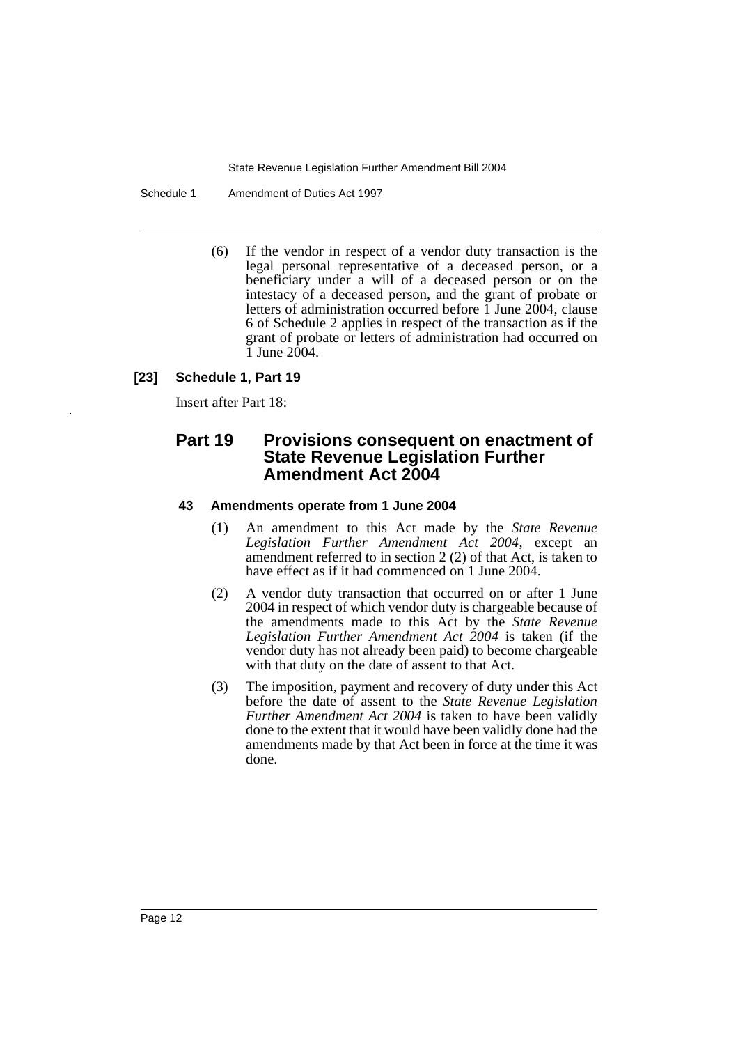(6) If the vendor in respect of a vendor duty transaction is the legal personal representative of a deceased person, or a beneficiary under a will of a deceased person or on the intestacy of a deceased person, and the grant of probate or letters of administration occurred before 1 June 2004, clause 6 of Schedule 2 applies in respect of the transaction as if the grant of probate or letters of administration had occurred on 1 June 2004.

**[23] Schedule 1, Part 19**

Insert after Part 18:

## Part 19 Provisions consequent on enactment of State Revenue Legislation Further Amendment Act 2004

### 43 Amendments operate from 1 June 2004

(1) An amendment to this Act made by the *State Revenue Legislation Further Amendment Act 2004*, except an amendment referred to in section 2 (2) of that Act, is taken to have effect as if it had commenced on 1 June 2004.

(2) A vendor duty transaction that occurred on or after 1 June 2004 in respect of which vendor duty is chargeable because of the amendments made to this Act by the *State Revenue Legislation Further Amendment Act 2004* is taken (if the vendor duty has not already been paid) to become chargeable with that duty on the date of assent to that Act.

(3) The imposition, payment and recovery of duty under this Act before the date of assent to the *State Revenue Legislation Further Amendment Act 2004* is taken to have been validly done to the extent that it would have been validly done had the amendments made by that Act been in force at the time it was done.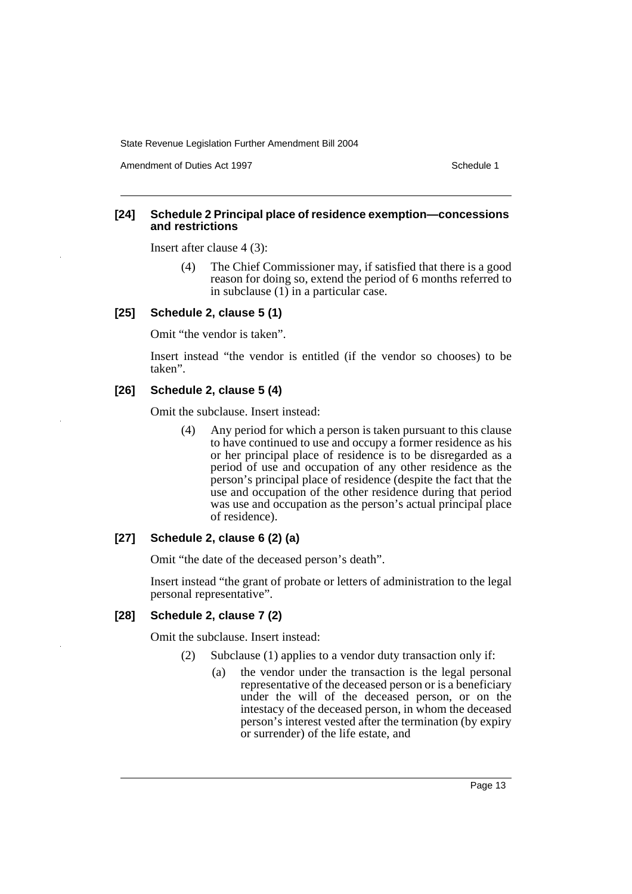**[24] Schedule 2 Principal place of residence exemption—concessions and restrictions**

Insert after clause 4 (3):

> (4) The Chief Commissioner may, if satisfied that there is a good reason for doing so, extend the period of 6 months referred to in subclause (1) in a particular case.

**[25] Schedule 2, clause 5 (1)**

Omit "the vendor is taken".

Insert instead "the vendor is entitled (if the vendor so chooses) to be taken".

**[26] Schedule 2, clause 5 (4)**

Omit the subclause. Insert instead:

> (4) Any period for which a person is taken pursuant to this clause to have continued to use and occupy a former residence as his or her principal place of residence is to be disregarded as a period of use and occupation of any other residence as the person's principal place of residence (despite the fact that the use and occupation of the other residence during that period was use and occupation as the person's actual principal place of residence).

**[27] Schedule 2, clause 6 (2) (a)**

Omit "the date of the deceased person's death".

Insert instead "the grant of probate or letters of administration to the legal personal representative".

**[28] Schedule 2, clause 7 (2)**

Omit the subclause. Insert instead:

> (2) Subclause (1) applies to a vendor duty transaction only if:
>
> (a) the vendor under the transaction is the legal personal representative of the deceased person or is a beneficiary under the will of the deceased person, or on the intestacy of the deceased person, in whom the deceased person's interest vested after the termination (by expiry or surrender) of the life estate, and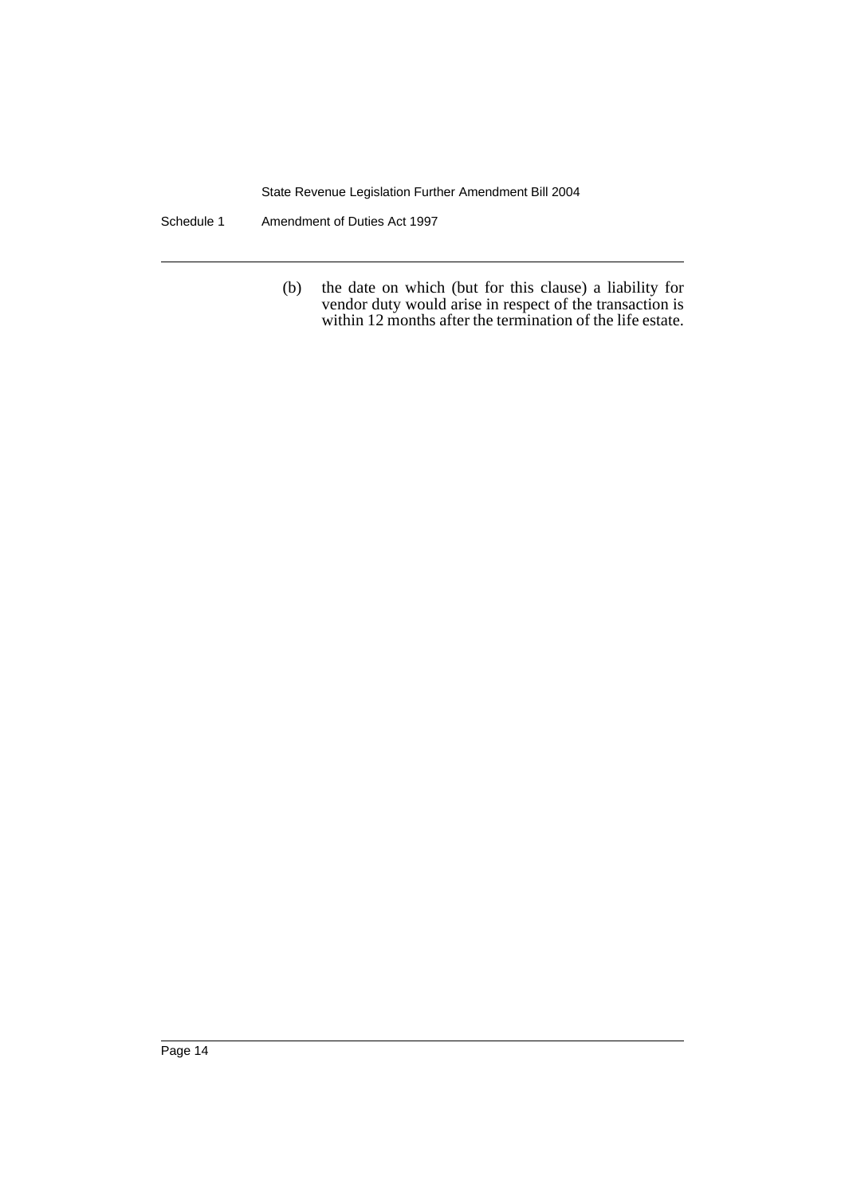(b) the date on which (but for this clause) a liability for vendor duty would arise in respect of the transaction is within 12 months after the termination of the life estate.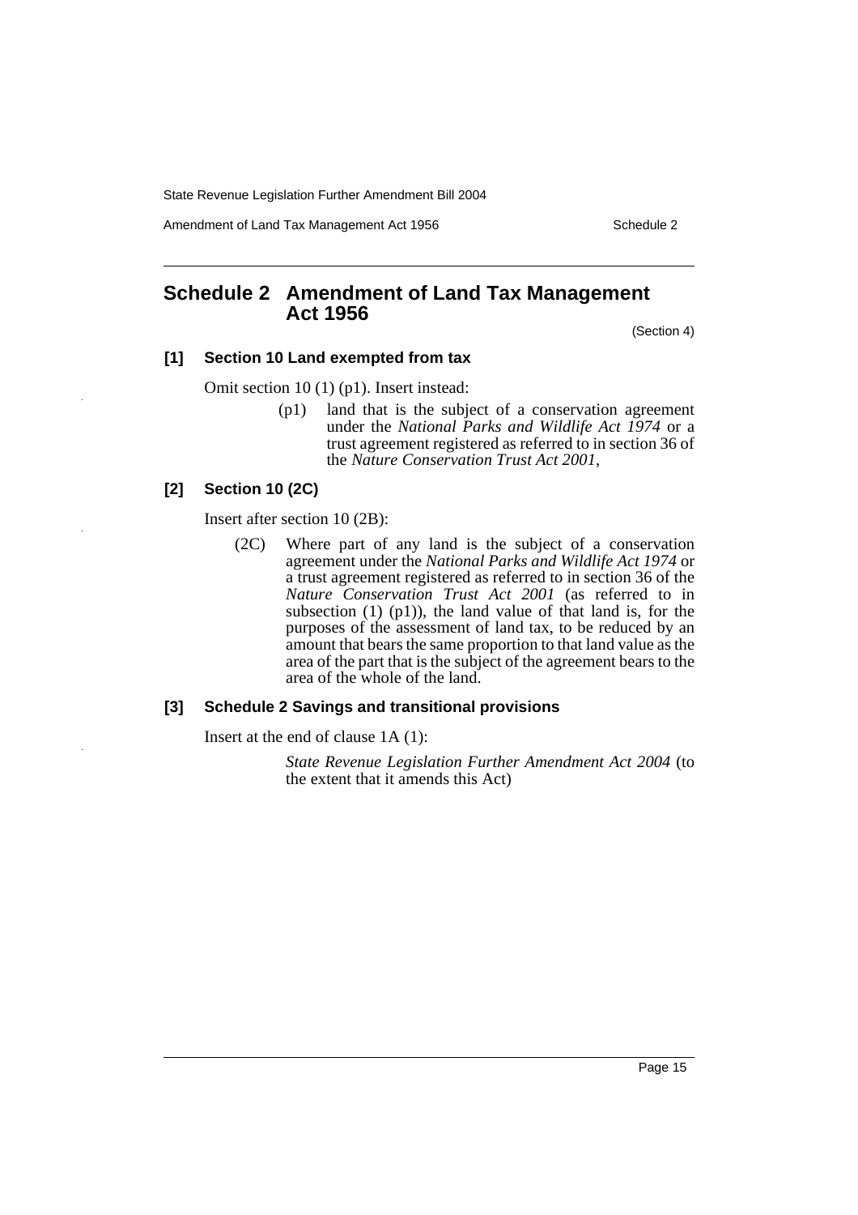## Schedule 2 Amendment of Land Tax Management Act 1956

(Section 4)

### [1] Section 10 Land exempted from tax

Omit section 10 (1) (p1). Insert instead:

> (p1) land that is the subject of a conservation agreement under the *National Parks and Wildlife Act 1974* or a trust agreement registered as referred to in section 36 of the *Nature Conservation Trust Act 2001*,

### [2] Section 10 (2C)

Insert after section 10 (2B):

> (2C) Where part of any land is the subject of a conservation agreement under the *National Parks and Wildlife Act 1974* or a trust agreement registered as referred to in section 36 of the *Nature Conservation Trust Act 2001* (as referred to in subsection (1) (p1)), the land value of that land is, for the purposes of the assessment of land tax, to be reduced by an amount that bears the same proportion to that land value as the area of the part that is the subject of the agreement bears to the area of the whole of the land.

### [3] Schedule 2 Savings and transitional provisions

Insert at the end of clause 1A (1):

> *State Revenue Legislation Further Amendment Act 2004* (to the extent that it amends this Act)